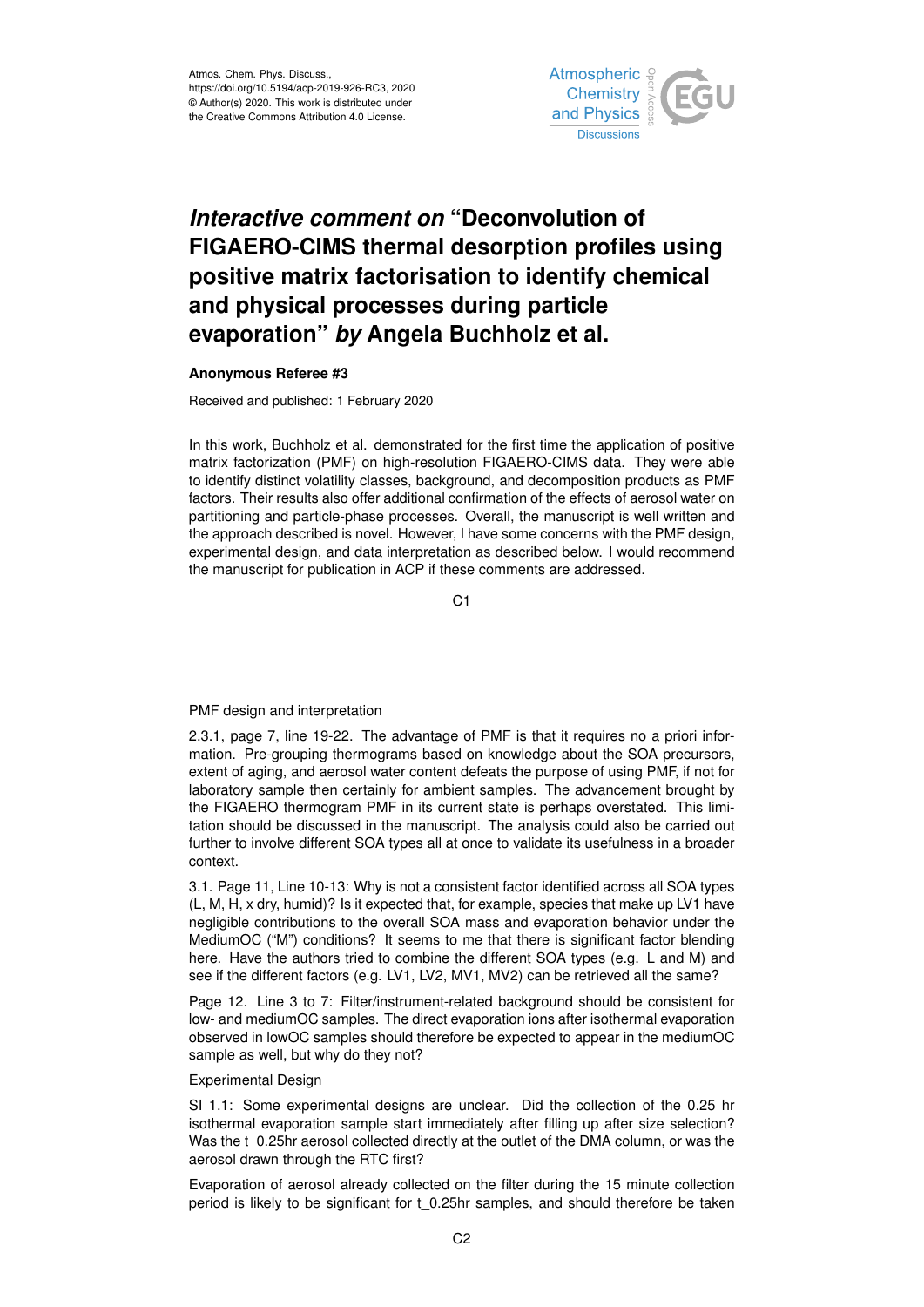Atmos. Chem. Phys. Discuss.,
https://doi.org/10.5194/acp-2019-926-RC3, 2020
© Author(s) 2020. This work is distributed under
the Creative Commons Attribution 4.0 License.

# *Interactive comment on* "Deconvolution of FIGAERO-CIMS thermal desorption profiles using positive matrix factorisation to identify chemical and physical processes during particle evaporation" *by* Angela Buchholz et al.

**Anonymous Referee #3**

Received and published: 1 February 2020

In this work, Buchholz et al. demonstrated for the first time the application of positive matrix factorization (PMF) on high-resolution FIGAERO-CIMS data. They were able to identify distinct volatility classes, background, and decomposition products as PMF factors. Their results also offer additional confirmation of the effects of aerosol water on partitioning and particle-phase processes. Overall, the manuscript is well written and the approach described is novel. However, I have some concerns with the PMF design, experimental design, and data interpretation as described below. I would recommend the manuscript for publication in ACP if these comments are addressed.

PMF design and interpretation

2.3.1, page 7, line 19-22. The advantage of PMF is that it requires no a priori information. Pre-grouping thermograms based on knowledge about the SOA precursors, extent of aging, and aerosol water content defeats the purpose of using PMF, if not for laboratory sample then certainly for ambient samples. The advancement brought by the FIGAERO thermogram PMF in its current state is perhaps overstated. This limitation should be discussed in the manuscript. The analysis could also be carried out further to involve different SOA types all at once to validate its usefulness in a broader context.

3.1. Page 11, Line 10-13: Why is not a consistent factor identified across all SOA types (L, M, H, x dry, humid)? Is it expected that, for example, species that make up LV1 have negligible contributions to the overall SOA mass and evaporation behavior under the MediumOC ("M") conditions? It seems to me that there is significant factor blending here. Have the authors tried to combine the different SOA types (e.g. L and M) and see if the different factors (e.g. LV1, LV2, MV1, MV2) can be retrieved all the same?

Page 12. Line 3 to 7: Filter/instrument-related background should be consistent for low- and mediumOC samples. The direct evaporation ions after isothermal evaporation observed in lowOC samples should therefore be expected to appear in the mediumOC sample as well, but why do they not?

Experimental Design

SI 1.1: Some experimental designs are unclear. Did the collection of the 0.25 hr isothermal evaporation sample start immediately after filling up after size selection? Was the t_0.25hr aerosol collected directly at the outlet of the DMA column, or was the aerosol drawn through the RTC first?

Evaporation of aerosol already collected on the filter during the 15 minute collection period is likely to be significant for t_0.25hr samples, and should therefore be taken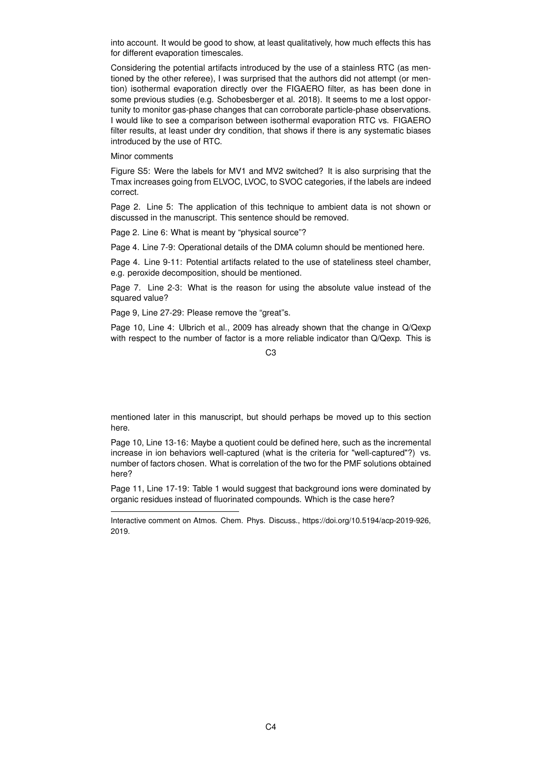into account. It would be good to show, at least qualitatively, how much effects this has for different evaporation timescales.

Considering the potential artifacts introduced by the use of a stainless RTC (as mentioned by the other referee), I was surprised that the authors did not attempt (or mention) isothermal evaporation directly over the FIGAERO filter, as has been done in some previous studies (e.g. Schobesberger et al. 2018). It seems to me a lost opportunity to monitor gas-phase changes that can corroborate particle-phase observations. I would like to see a comparison between isothermal evaporation RTC vs. FIGAERO filter results, at least under dry condition, that shows if there is any systematic biases introduced by the use of RTC.

Minor comments

Figure S5: Were the labels for MV1 and MV2 switched? It is also surprising that the Tmax increases going from ELVOC, LVOC, to SVOC categories, if the labels are indeed correct.

Page 2. Line 5: The application of this technique to ambient data is not shown or discussed in the manuscript. This sentence should be removed.

Page 2. Line 6: What is meant by "physical source"?

Page 4. Line 7-9: Operational details of the DMA column should be mentioned here.

Page 4. Line 9-11: Potential artifacts related to the use of stateliness steel chamber, e.g. peroxide decomposition, should be mentioned.

Page 7. Line 2-3: What is the reason for using the absolute value instead of the squared value?

Page 9, Line 27-29: Please remove the "great"s.

Page 10, Line 4: Ulbrich et al., 2009 has already shown that the change in Q/Qexp with respect to the number of factor is a more reliable indicator than Q/Qexp. This is mentioned later in this manuscript, but should perhaps be moved up to this section here.

Page 10, Line 13-16: Maybe a quotient could be defined here, such as the incremental increase in ion behaviors well-captured (what is the criteria for "well-captured"?) vs. number of factors chosen. What is correlation of the two for the PMF solutions obtained here?

Page 11, Line 17-19: Table 1 would suggest that background ions were dominated by organic residues instead of fluorinated compounds. Which is the case here?

---

Interactive comment on Atmos. Chem. Phys. Discuss., https://doi.org/10.5194/acp-2019-926, 2019.